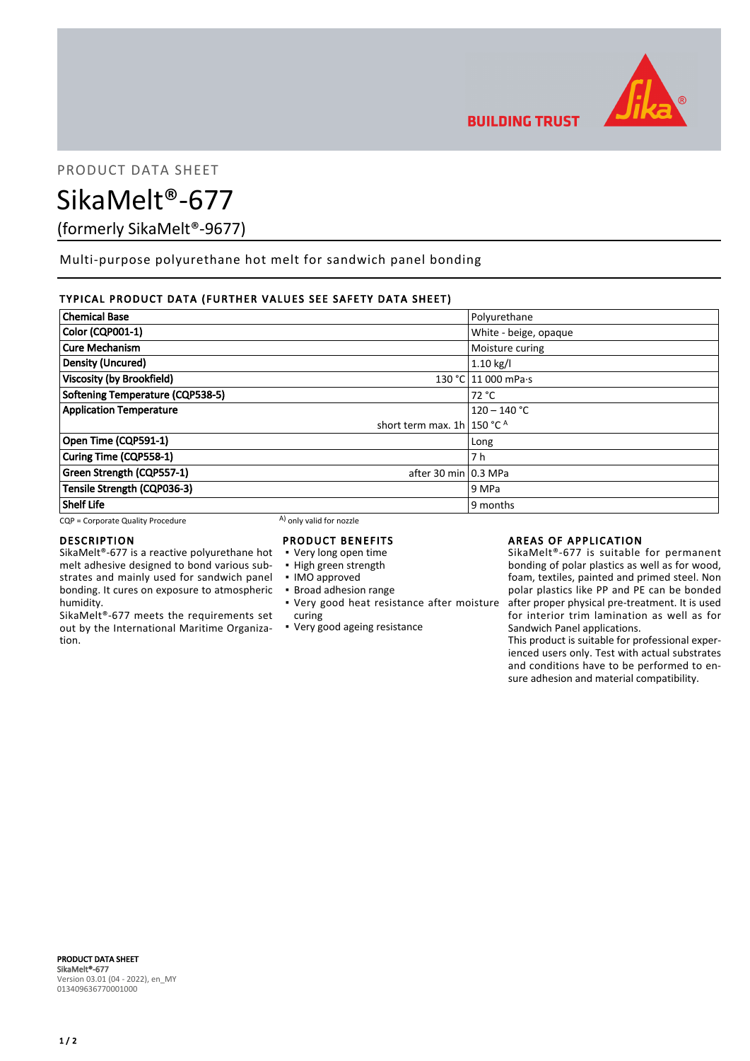PRODUCT DATA SHEET

# SikaMelt®-677

(formerly SikaMelt®-9677)

Multi-purpose polyurethane hot melt for sandwich panel bonding

## TYPICAL PRODUCT DATA (FURTHER VALUES SEE SAFETY DATA SHEET)

| Property | Condition | Value |
|---|---|---|
| **Chemical Base** | | Polyurethane |
| **Color (CQP001-1)** | | White - beige, opaque |
| **Cure Mechanism** | | Moisture curing |
| **Density (Uncured)** | | 1.10 kg/l |
| **Viscosity (by Brookfield)** | 130 °C | 11 000 mPa·s |
| **Softening Temperature (CQP538-5)** | | 72 °C |
| **Application Temperature** | | 120 – 140 °C |
| | short term max. 1h | 150 °C [A] |
| **Open Time (CQP591-1)** | | Long |
| **Curing Time (CQP558-1)** | | 7 h |
| **Green Strength (CQP557-1)** | after 30 min | 0.3 MPa |
| **Tensile Strength (CQP036-3)** | | 9 MPa |
| **Shelf Life** | | 9 months |

CQP = Corporate Quality Procedure

A) only valid for nozzle

## DESCRIPTION

SikaMelt®-677 is a reactive polyurethane hot melt adhesive designed to bond various substrates and mainly used for sandwich panel bonding. It cures on exposure to atmospheric humidity.

SikaMelt®-677 meets the requirements set out by the International Maritime Organization.

## PRODUCT BENEFITS

- Very long open time
- High green strength
- IMO approved
- Broad adhesion range
- Very good heat resistance after moisture curing
- Very good ageing resistance

## AREAS OF APPLICATION

SikaMelt®-677 is suitable for permanent bonding of polar plastics as well as for wood, foam, textiles, painted and primed steel. Non polar plastics like PP and PE can be bonded after proper physical pre-treatment. It is used for interior trim lamination as well as for Sandwich Panel applications.

This product is suitable for professional experienced users only. Test with actual substrates and conditions have to be performed to ensure adhesion and material compatibility.

PRODUCT DATA SHEET
SikaMelt®-677
Version 03.01 (04 - 2022), en_MY
013409636770001000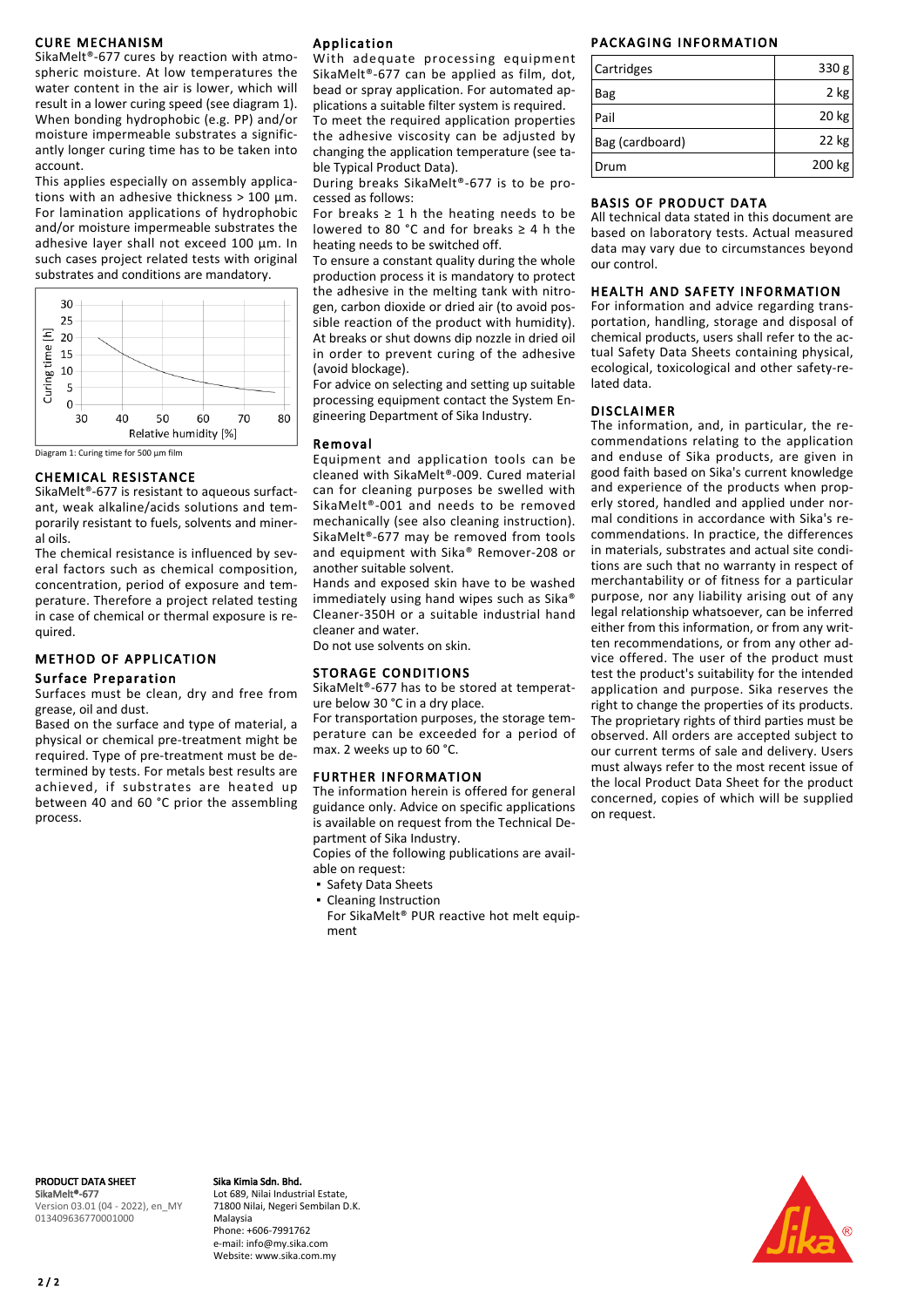## CURE MECHANISM

SikaMelt®-677 cures by reaction with atmospheric moisture. At low temperatures the water content in the air is lower, which will result in a lower curing speed (see diagram 1). When bonding hydrophobic (e.g. PP) and/or moisture impermeable substrates a significantly longer curing time has to be taken into account.

This applies especially on assembly applications with an adhesive thickness > 100 µm. For lamination applications of hydrophobic and/or moisture impermeable substrates the adhesive layer shall not exceed 100 µm. In such cases project related tests with original substrates and conditions are mandatory.

Curing time [h]

30
25
20
15
10
5
0

30 40 50 60 70 80

Relative humidity [%]

Diagram 1: Curing time for 500 µm film

## CHEMICAL RESISTANCE

SikaMelt®-677 is resistant to aqueous surfactant, weak alkaline/acids solutions and temporarily resistant to fuels, solvents and mineral oils.

The chemical resistance is influenced by several factors such as chemical composition, concentration, period of exposure and temperature. Therefore a project related testing in case of chemical or thermal exposure is required.

## METHOD OF APPLICATION

### Surface Preparation

Surfaces must be clean, dry and free from grease, oil and dust.

Based on the surface and type of material, a physical or chemical pre-treatment might be required. Type of pre-treatment must be determined by tests. For metals best results are achieved, if substrates are heated up between 40 and 60 °C prior the assembling process.

### Application

With adequate processing equipment SikaMelt®-677 can be applied as film, dot, bead or spray application. For automated applications a suitable filter system is required.

To meet the required application properties the adhesive viscosity can be adjusted by changing the application temperature (see table Typical Product Data).

During breaks SikaMelt®-677 is to be processed as follows:

For breaks ≥ 1 h the heating needs to be lowered to 80 °C and for breaks ≥ 4 h the heating needs to be switched off.

To ensure a constant quality during the whole production process it is mandatory to protect the adhesive in the melting tank with nitrogen, carbon dioxide or dried air (to avoid possible reaction of the product with humidity). At breaks or shut downs dip nozzle in dried oil in order to prevent curing of the adhesive (avoid blockage).

For advice on selecting and setting up suitable processing equipment contact the System Engineering Department of Sika Industry.

### Removal

Equipment and application tools can be cleaned with SikaMelt®-009. Cured material can for cleaning purposes be swelled with SikaMelt®-001 and needs to be removed mechanically (see also cleaning instruction). SikaMelt®-677 may be removed from tools and equipment with Sika® Remover-208 or another suitable solvent.

Hands and exposed skin have to be washed immediately using hand wipes such as Sika® Cleaner-350H or a suitable industrial hand cleaner and water.

Do not use solvents on skin.

## STORAGE CONDITIONS

SikaMelt®-677 has to be stored at temperature below 30 °C in a dry place.

For transportation purposes, the storage temperature can be exceeded for a period of max. 2 weeks up to 60 °C.

## FURTHER INFORMATION

The information herein is offered for general guidance only. Advice on specific applications is available on request from the Technical Department of Sika Industry.

Copies of the following publications are available on request:

- Safety Data Sheets
- Cleaning Instruction
  For SikaMelt® PUR reactive hot melt equipment

## PACKAGING INFORMATION

| | |
|---|---|
| Cartridges | 330 g |
| Bag | 2 kg |
| Pail | 20 kg |
| Bag (cardboard) | 22 kg |
| Drum | 200 kg |

## BASIS OF PRODUCT DATA

All technical data stated in this document are based on laboratory tests. Actual measured data may vary due to circumstances beyond our control.

## HEALTH AND SAFETY INFORMATION

For information and advice regarding transportation, handling, storage and disposal of chemical products, users shall refer to the actual Safety Data Sheets containing physical, ecological, toxicological and other safety-related data.

## DISCLAIMER

The information, and, in particular, the recommendations relating to the application and enduse of Sika products, are given in good faith based on Sika's current knowledge and experience of the products when properly stored, handled and applied under normal conditions in accordance with Sika's recommendations. In practice, the differences in materials, substrates and actual site conditions are such that no warranty in respect of merchantability or of fitness for a particular purpose, nor any liability arising out of any legal relationship whatsoever, can be inferred either from this information, or from any written recommendations, or from any other advice offered. The user of the product must test the product's suitability for the intended application and purpose. Sika reserves the right to change the properties of its products. The proprietary rights of third parties must be observed. All orders are accepted subject to our current terms of sale and delivery. Users must always refer to the most recent issue of the local Product Data Sheet for the product concerned, copies of which will be supplied on request.

**PRODUCT DATA SHEET**
**SikaMelt®-677**
Version 03.01 (04 - 2022), en_MY
013409636770001000

**Sika Kimia Sdn. Bhd.**
Lot 689, Nilai Industrial Estate,
71800 Nilai, Negeri Sembilan D.K.
Malaysia
Phone: +606-7991762
e-mail: info@my.sika.com
Website: www.sika.com.my